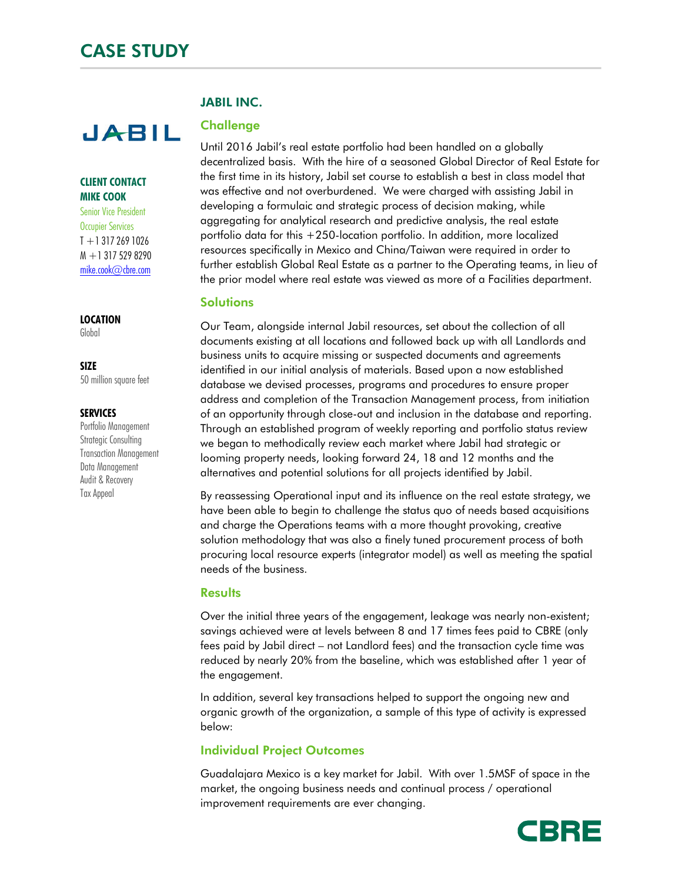# CASE STUDY

**JABIL**

**CLIENT CONTACT**
**MIKE COOK**
Senior Vice President
Occupier Services
T +1 317 269 1026
M +1 317 529 8290
mike.cook@cbre.com

**LOCATION**
Global

**SIZE**
50 million square feet

**SERVICES**
Portfolio Management
Strategic Consulting
Transaction Management
Data Management
Audit & Recovery
Tax Appeal

## JABIL INC.

### Challenge

Until 2016 Jabil's real estate portfolio had been handled on a globally decentralized basis. With the hire of a seasoned Global Director of Real Estate for the first time in its history, Jabil set course to establish a best in class model that was effective and not overburdened. We were charged with assisting Jabil in developing a formulaic and strategic process of decision making, while aggregating for analytical research and predictive analysis, the real estate portfolio data for this +250-location portfolio. In addition, more localized resources specifically in Mexico and China/Taiwan were required in order to further establish Global Real Estate as a partner to the Operating teams, in lieu of the prior model where real estate was viewed as more of a Facilities department.

### Solutions

Our Team, alongside internal Jabil resources, set about the collection of all documents existing at all locations and followed back up with all Landlords and business units to acquire missing or suspected documents and agreements identified in our initial analysis of materials. Based upon a now established database we devised processes, programs and procedures to ensure proper address and completion of the Transaction Management process, from initiation of an opportunity through close-out and inclusion in the database and reporting. Through an established program of weekly reporting and portfolio status review we began to methodically review each market where Jabil had strategic or looming property needs, looking forward 24, 18 and 12 months and the alternatives and potential solutions for all projects identified by Jabil.

By reassessing Operational input and its influence on the real estate strategy, we have been able to begin to challenge the status quo of needs based acquisitions and charge the Operations teams with a more thought provoking, creative solution methodology that was also a finely tuned procurement process of both procuring local resource experts (integrator model) as well as meeting the spatial needs of the business.

### Results

Over the initial three years of the engagement, leakage was nearly non-existent; savings achieved were at levels between 8 and 17 times fees paid to CBRE (only fees paid by Jabil direct – not Landlord fees) and the transaction cycle time was reduced by nearly 20% from the baseline, which was established after 1 year of the engagement.

In addition, several key transactions helped to support the ongoing new and organic growth of the organization, a sample of this type of activity is expressed below:

### Individual Project Outcomes

Guadalajara Mexico is a key market for Jabil. With over 1.5MSF of space in the market, the ongoing business needs and continual process / operational improvement requirements are ever changing.

**CBRE**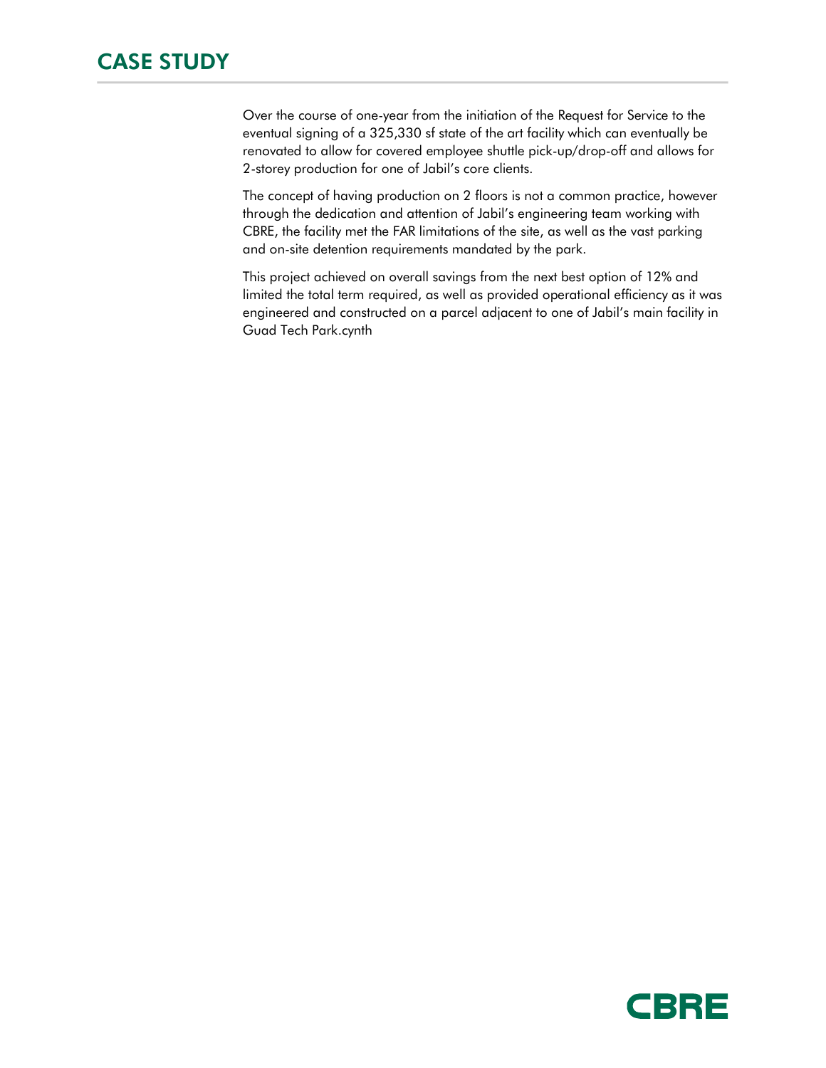# CASE STUDY

Over the course of one-year from the initiation of the Request for Service to the eventual signing of a 325,330 sf state of the art facility which can eventually be renovated to allow for covered employee shuttle pick-up/drop-off and allows for 2-storey production for one of Jabil's core clients.

The concept of having production on 2 floors is not a common practice, however through the dedication and attention of Jabil's engineering team working with CBRE, the facility met the FAR limitations of the site, as well as the vast parking and on-site detention requirements mandated by the park.

This project achieved on overall savings from the next best option of 12% and limited the total term required, as well as provided operational efficiency as it was engineered and constructed on a parcel adjacent to one of Jabil's main facility in Guad Tech Park.cynth